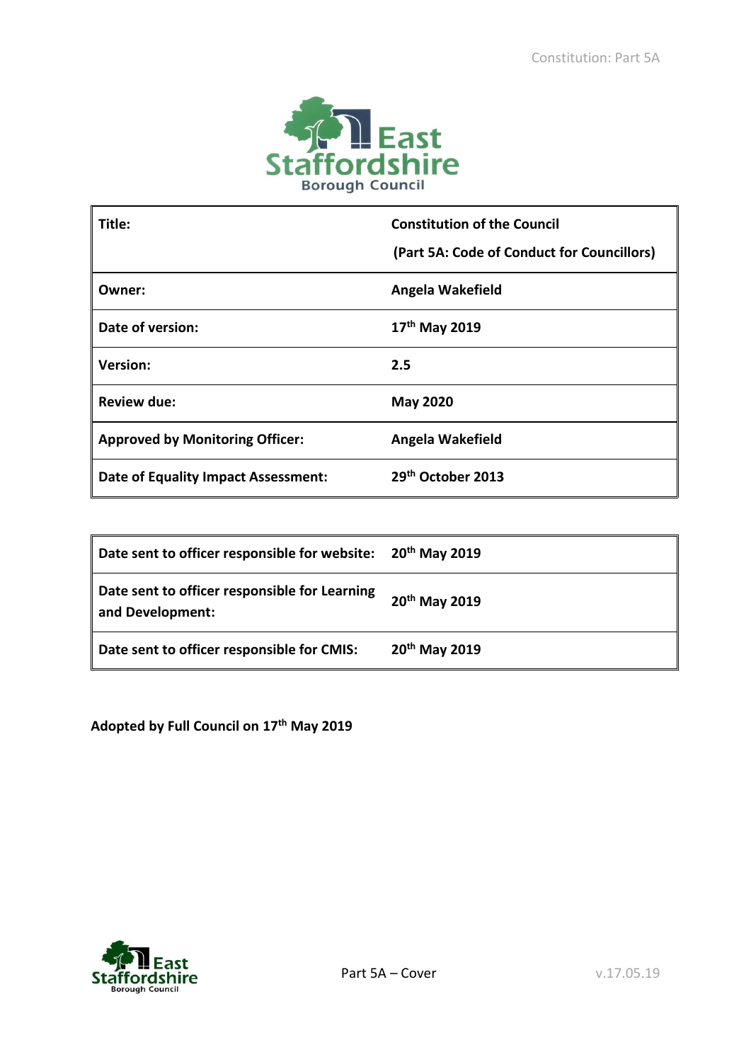East Staffordshire Borough Council

| Title: | Constitution of the Council (Part 5A: Code of Conduct for Councillors) |
|---|---|
| Owner: | Angela Wakefield |
| Date of version: | 17th May 2019 |
| Version: | 2.5 |
| Review due: | May 2020 |
| Approved by Monitoring Officer: | Angela Wakefield |
| Date of Equality Impact Assessment: | 29th October 2013 |

| Date sent to officer responsible for website: | 20th May 2019 |
|---|---|
| Date sent to officer responsible for Learning and Development: | 20th May 2019 |
| Date sent to officer responsible for CMIS: | 20th May 2019 |

**Adopted by Full Council on 17th May 2019**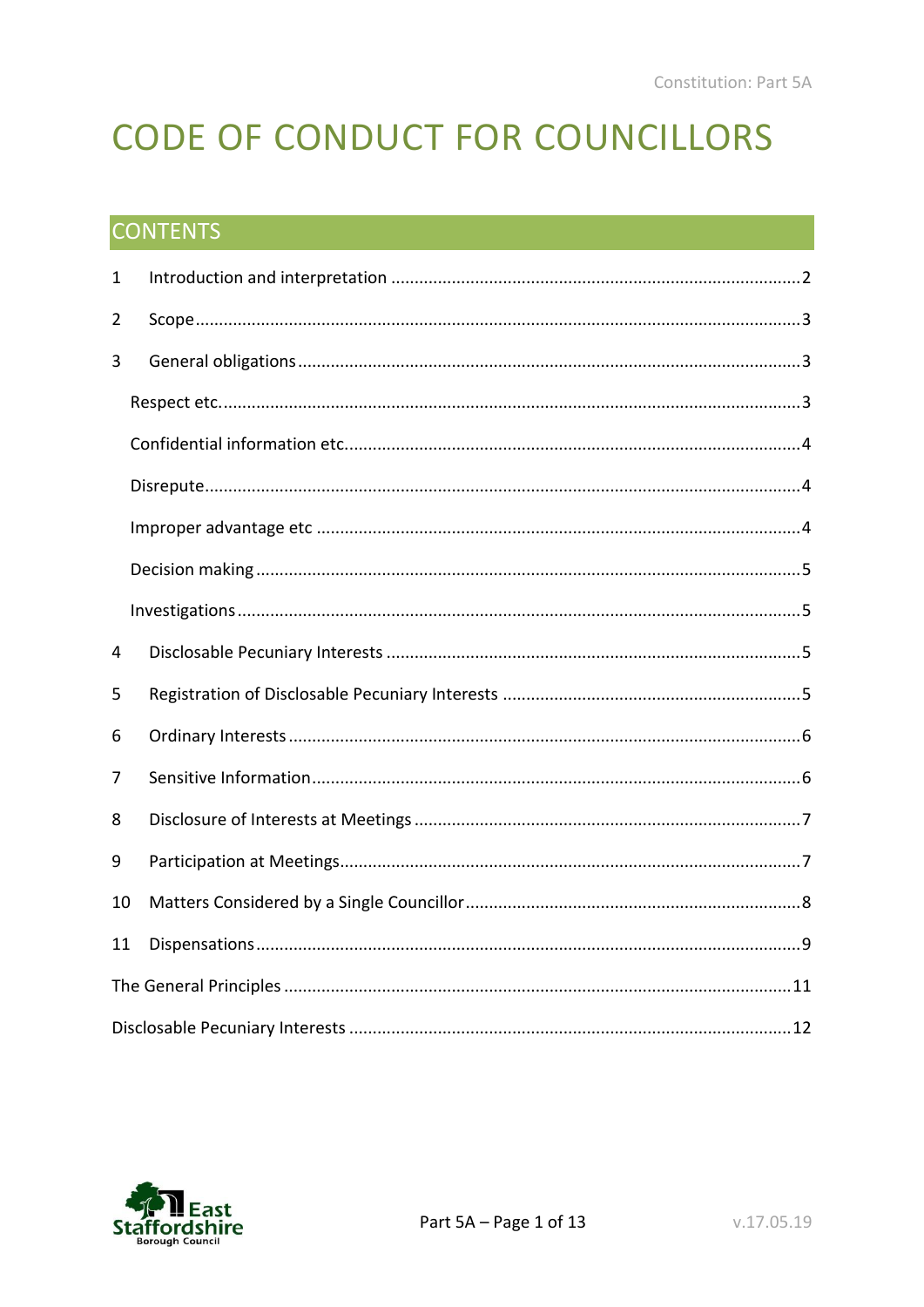# CODE OF CONDUCT FOR COUNCILLORS

## CONTENTS

1 Introduction and interpretation ....... 2

2 Scope ....... 3

3 General obligations ....... 3

Respect etc. ....... 3

Confidential information etc. ....... 4

Disrepute ....... 4

Improper advantage etc ....... 4

Decision making ....... 5

Investigations ....... 5

4 Disclosable Pecuniary Interests ....... 5

5 Registration of Disclosable Pecuniary Interests ....... 5

6 Ordinary Interests ....... 6

7 Sensitive Information ....... 6

8 Disclosure of Interests at Meetings ....... 7

9 Participation at Meetings ....... 7

10 Matters Considered by a Single Councillor ....... 8

11 Dispensations ....... 9

The General Principles ....... 11

Disclosable Pecuniary Interests ....... 12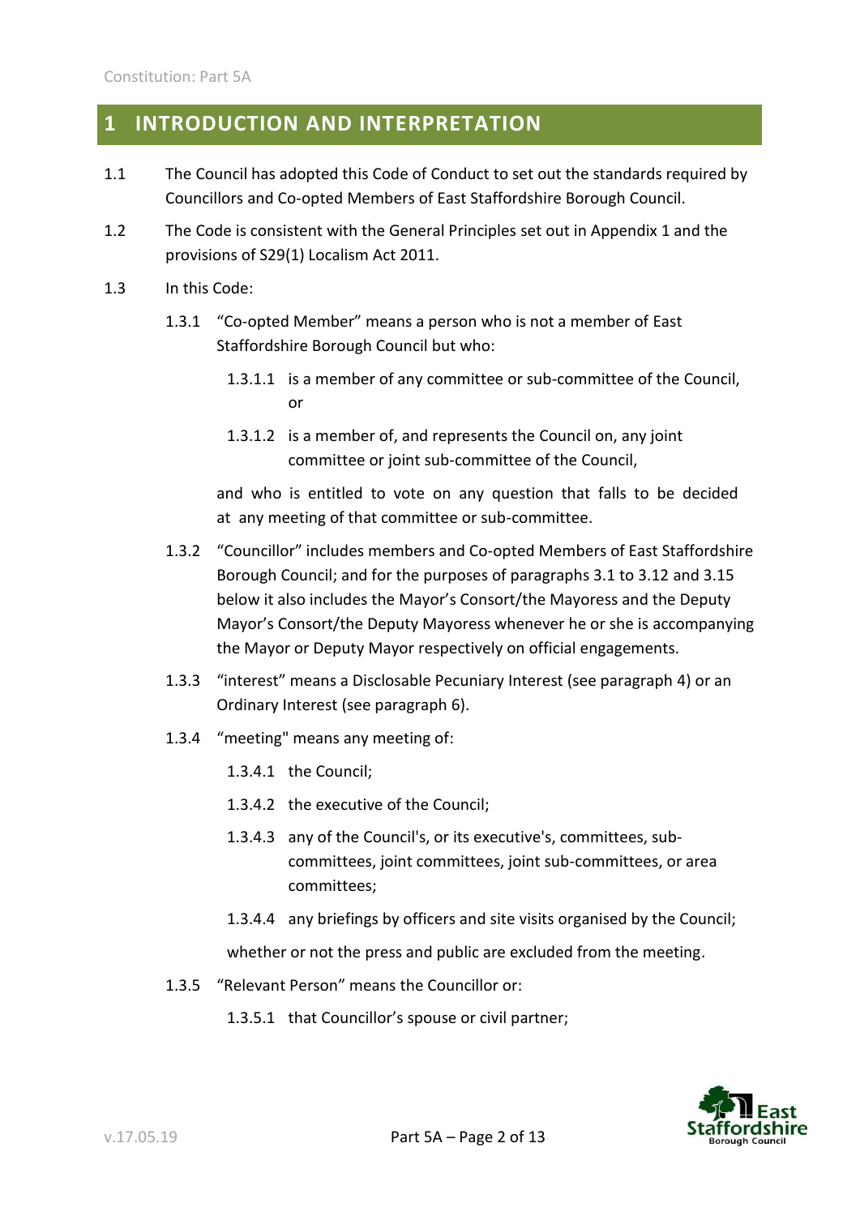# 1 INTRODUCTION AND INTERPRETATION

1.1 The Council has adopted this Code of Conduct to set out the standards required by Councillors and Co-opted Members of East Staffordshire Borough Council.

1.2 The Code is consistent with the General Principles set out in Appendix 1 and the provisions of S29(1) Localism Act 2011.

1.3 In this Code:

1.3.1 "Co-opted Member" means a person who is not a member of East Staffordshire Borough Council but who:

1.3.1.1 is a member of any committee or sub-committee of the Council, or

1.3.1.2 is a member of, and represents the Council on, any joint committee or joint sub-committee of the Council,

and who is entitled to vote on any question that falls to be decided at any meeting of that committee or sub-committee.

1.3.2 "Councillor" includes members and Co-opted Members of East Staffordshire Borough Council; and for the purposes of paragraphs 3.1 to 3.12 and 3.15 below it also includes the Mayor's Consort/the Mayoress and the Deputy Mayor's Consort/the Deputy Mayoress whenever he or she is accompanying the Mayor or Deputy Mayor respectively on official engagements.

1.3.3 "interest" means a Disclosable Pecuniary Interest (see paragraph 4) or an Ordinary Interest (see paragraph 6).

1.3.4 "meeting" means any meeting of:

1.3.4.1 the Council;

1.3.4.2 the executive of the Council;

1.3.4.3 any of the Council's, or its executive's, committees, sub-committees, joint committees, joint sub-committees, or area committees;

1.3.4.4 any briefings by officers and site visits organised by the Council;

whether or not the press and public are excluded from the meeting.

1.3.5 "Relevant Person" means the Councillor or:

1.3.5.1 that Councillor's spouse or civil partner;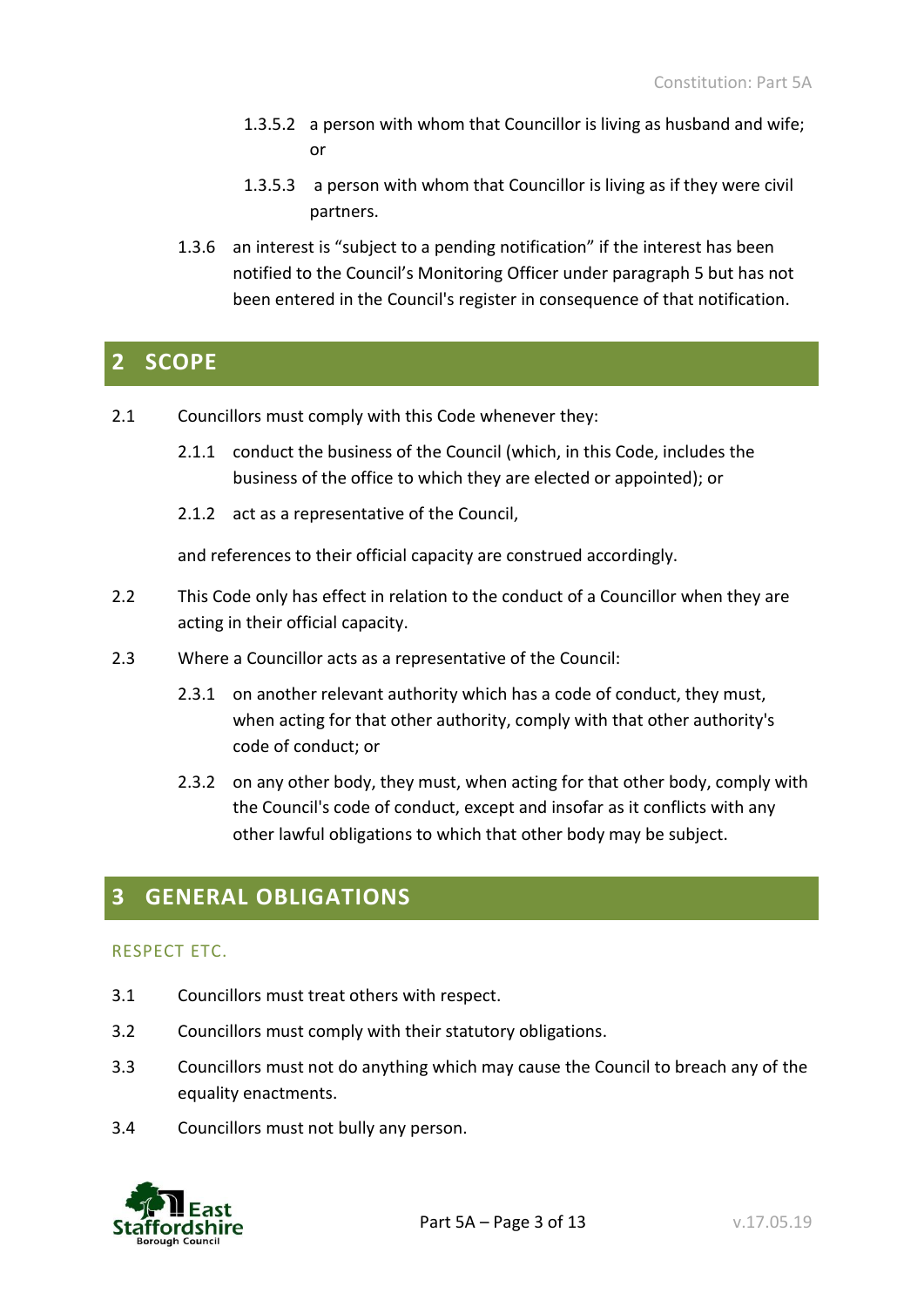1.3.5.2 a person with whom that Councillor is living as husband and wife; or

1.3.5.3 a person with whom that Councillor is living as if they were civil partners.

1.3.6 an interest is "subject to a pending notification" if the interest has been notified to the Council's Monitoring Officer under paragraph 5 but has not been entered in the Council's register in consequence of that notification.

## 2 SCOPE

2.1 Councillors must comply with this Code whenever they:

2.1.1 conduct the business of the Council (which, in this Code, includes the business of the office to which they are elected or appointed); or

2.1.2 act as a representative of the Council,

and references to their official capacity are construed accordingly.

2.2 This Code only has effect in relation to the conduct of a Councillor when they are acting in their official capacity.

2.3 Where a Councillor acts as a representative of the Council:

2.3.1 on another relevant authority which has a code of conduct, they must, when acting for that other authority, comply with that other authority's code of conduct; or

2.3.2 on any other body, they must, when acting for that other body, comply with the Council's code of conduct, except and insofar as it conflicts with any other lawful obligations to which that other body may be subject.

## 3 GENERAL OBLIGATIONS

### RESPECT ETC.

3.1 Councillors must treat others with respect.

3.2 Councillors must comply with their statutory obligations.

3.3 Councillors must not do anything which may cause the Council to breach any of the equality enactments.

3.4 Councillors must not bully any person.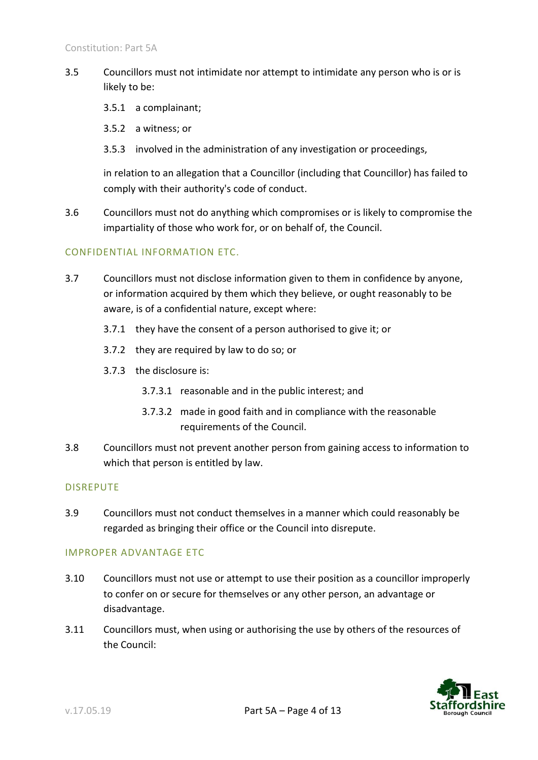3.5 Councillors must not intimidate nor attempt to intimidate any person who is or is likely to be:

3.5.1 a complainant;

3.5.2 a witness; or

3.5.3 involved in the administration of any investigation or proceedings,

in relation to an allegation that a Councillor (including that Councillor) has failed to comply with their authority's code of conduct.

3.6 Councillors must not do anything which compromises or is likely to compromise the impartiality of those who work for, or on behalf of, the Council.

### CONFIDENTIAL INFORMATION ETC.

3.7 Councillors must not disclose information given to them in confidence by anyone, or information acquired by them which they believe, or ought reasonably to be aware, is of a confidential nature, except where:

3.7.1 they have the consent of a person authorised to give it; or

3.7.2 they are required by law to do so; or

3.7.3 the disclosure is:

3.7.3.1 reasonable and in the public interest; and

3.7.3.2 made in good faith and in compliance with the reasonable requirements of the Council.

3.8 Councillors must not prevent another person from gaining access to information to which that person is entitled by law.

### DISREPUTE

3.9 Councillors must not conduct themselves in a manner which could reasonably be regarded as bringing their office or the Council into disrepute.

### IMPROPER ADVANTAGE ETC

3.10 Councillors must not use or attempt to use their position as a councillor improperly to confer on or secure for themselves or any other person, an advantage or disadvantage.

3.11 Councillors must, when using or authorising the use by others of the resources of the Council: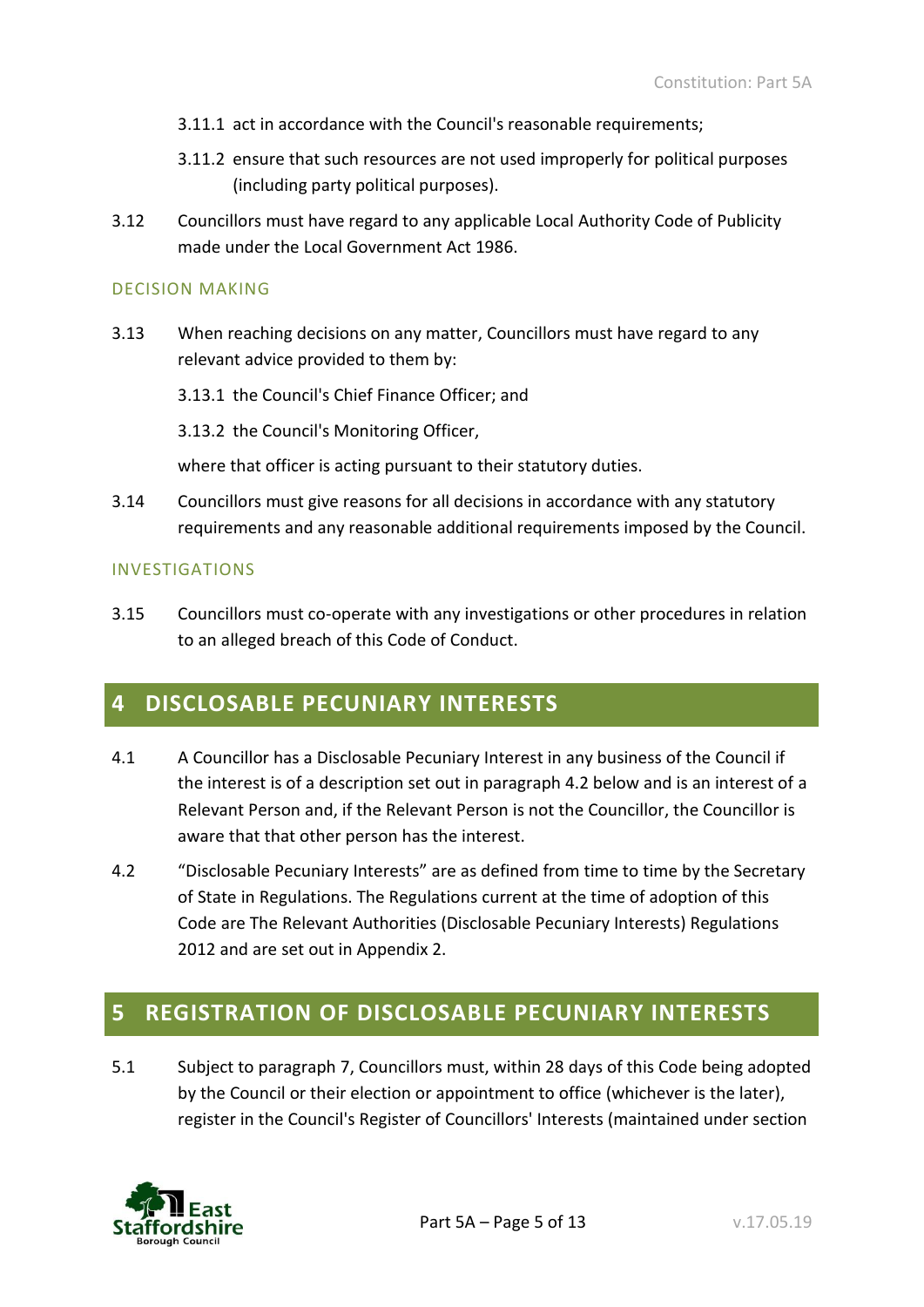3.11.1 act in accordance with the Council's reasonable requirements;

3.11.2 ensure that such resources are not used improperly for political purposes (including party political purposes).

3.12 Councillors must have regard to any applicable Local Authority Code of Publicity made under the Local Government Act 1986.

### DECISION MAKING

3.13 When reaching decisions on any matter, Councillors must have regard to any relevant advice provided to them by:

3.13.1 the Council's Chief Finance Officer; and

3.13.2 the Council's Monitoring Officer,

where that officer is acting pursuant to their statutory duties.

3.14 Councillors must give reasons for all decisions in accordance with any statutory requirements and any reasonable additional requirements imposed by the Council.

### INVESTIGATIONS

3.15 Councillors must co-operate with any investigations or other procedures in relation to an alleged breach of this Code of Conduct.

## 4 DISCLOSABLE PECUNIARY INTERESTS

4.1 A Councillor has a Disclosable Pecuniary Interest in any business of the Council if the interest is of a description set out in paragraph 4.2 below and is an interest of a Relevant Person and, if the Relevant Person is not the Councillor, the Councillor is aware that that other person has the interest.

4.2 "Disclosable Pecuniary Interests" are as defined from time to time by the Secretary of State in Regulations. The Regulations current at the time of adoption of this Code are The Relevant Authorities (Disclosable Pecuniary Interests) Regulations 2012 and are set out in Appendix 2.

## 5 REGISTRATION OF DISCLOSABLE PECUNIARY INTERESTS

5.1 Subject to paragraph 7, Councillors must, within 28 days of this Code being adopted by the Council or their election or appointment to office (whichever is the later), register in the Council's Register of Councillors' Interests (maintained under section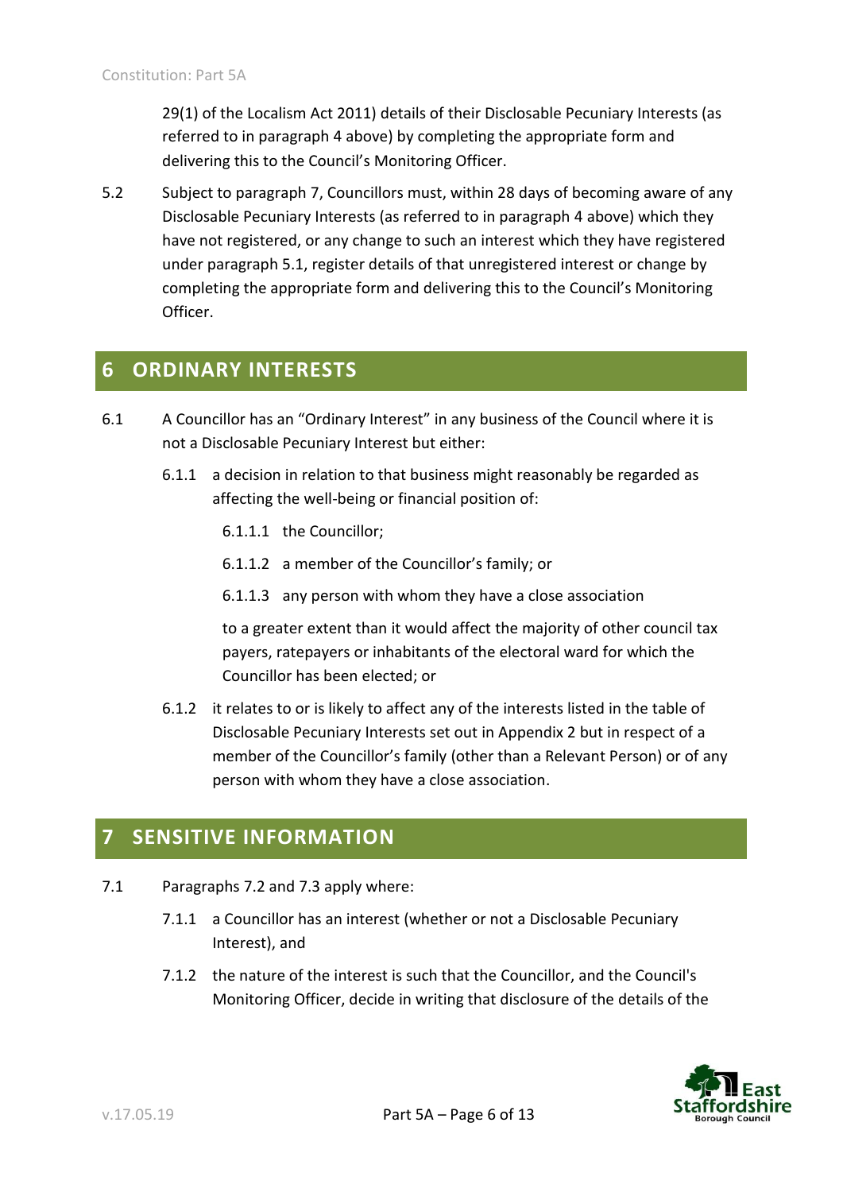29(1) of the Localism Act 2011) details of their Disclosable Pecuniary Interests (as referred to in paragraph 4 above) by completing the appropriate form and delivering this to the Council's Monitoring Officer.

5.2 Subject to paragraph 7, Councillors must, within 28 days of becoming aware of any Disclosable Pecuniary Interests (as referred to in paragraph 4 above) which they have not registered, or any change to such an interest which they have registered under paragraph 5.1, register details of that unregistered interest or change by completing the appropriate form and delivering this to the Council's Monitoring Officer.

## 6 ORDINARY INTERESTS

6.1 A Councillor has an "Ordinary Interest" in any business of the Council where it is not a Disclosable Pecuniary Interest but either:

6.1.1 a decision in relation to that business might reasonably be regarded as affecting the well-being or financial position of:

6.1.1.1 the Councillor;

6.1.1.2 a member of the Councillor's family; or

6.1.1.3 any person with whom they have a close association

to a greater extent than it would affect the majority of other council tax payers, ratepayers or inhabitants of the electoral ward for which the Councillor has been elected; or

6.1.2 it relates to or is likely to affect any of the interests listed in the table of Disclosable Pecuniary Interests set out in Appendix 2 but in respect of a member of the Councillor's family (other than a Relevant Person) or of any person with whom they have a close association.

## 7 SENSITIVE INFORMATION

7.1 Paragraphs 7.2 and 7.3 apply where:

7.1.1 a Councillor has an interest (whether or not a Disclosable Pecuniary Interest), and

7.1.2 the nature of the interest is such that the Councillor, and the Council's Monitoring Officer, decide in writing that disclosure of the details of the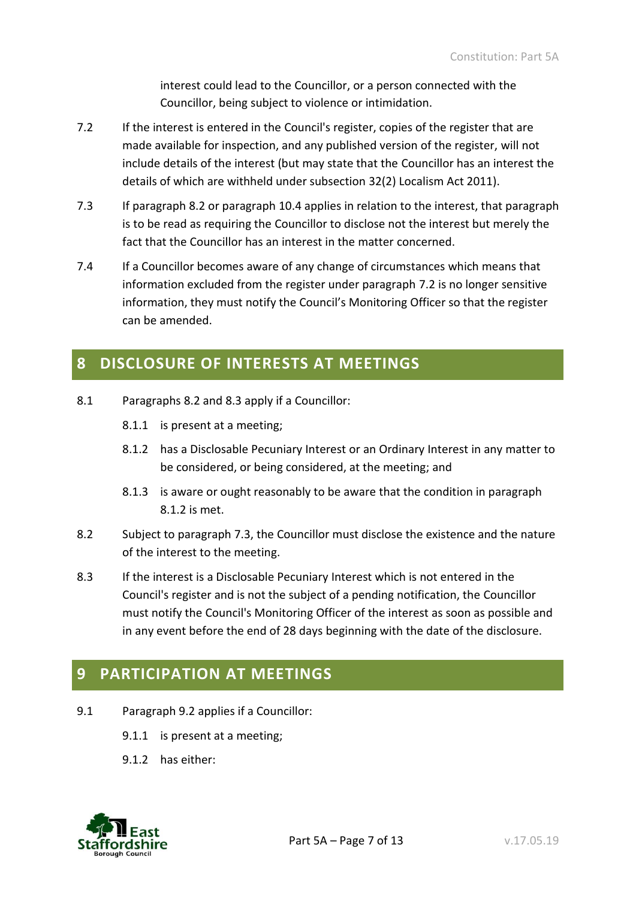interest could lead to the Councillor, or a person connected with the Councillor, being subject to violence or intimidation.

7.2 If the interest is entered in the Council's register, copies of the register that are made available for inspection, and any published version of the register, will not include details of the interest (but may state that the Councillor has an interest the details of which are withheld under subsection 32(2) Localism Act 2011).

7.3 If paragraph 8.2 or paragraph 10.4 applies in relation to the interest, that paragraph is to be read as requiring the Councillor to disclose not the interest but merely the fact that the Councillor has an interest in the matter concerned.

7.4 If a Councillor becomes aware of any change of circumstances which means that information excluded from the register under paragraph 7.2 is no longer sensitive information, they must notify the Council's Monitoring Officer so that the register can be amended.

## 8 DISCLOSURE OF INTERESTS AT MEETINGS

8.1 Paragraphs 8.2 and 8.3 apply if a Councillor:

8.1.1 is present at a meeting;

8.1.2 has a Disclosable Pecuniary Interest or an Ordinary Interest in any matter to be considered, or being considered, at the meeting; and

8.1.3 is aware or ought reasonably to be aware that the condition in paragraph 8.1.2 is met.

8.2 Subject to paragraph 7.3, the Councillor must disclose the existence and the nature of the interest to the meeting.

8.3 If the interest is a Disclosable Pecuniary Interest which is not entered in the Council's register and is not the subject of a pending notification, the Councillor must notify the Council's Monitoring Officer of the interest as soon as possible and in any event before the end of 28 days beginning with the date of the disclosure.

## 9 PARTICIPATION AT MEETINGS

9.1 Paragraph 9.2 applies if a Councillor:

9.1.1 is present at a meeting;

9.1.2 has either: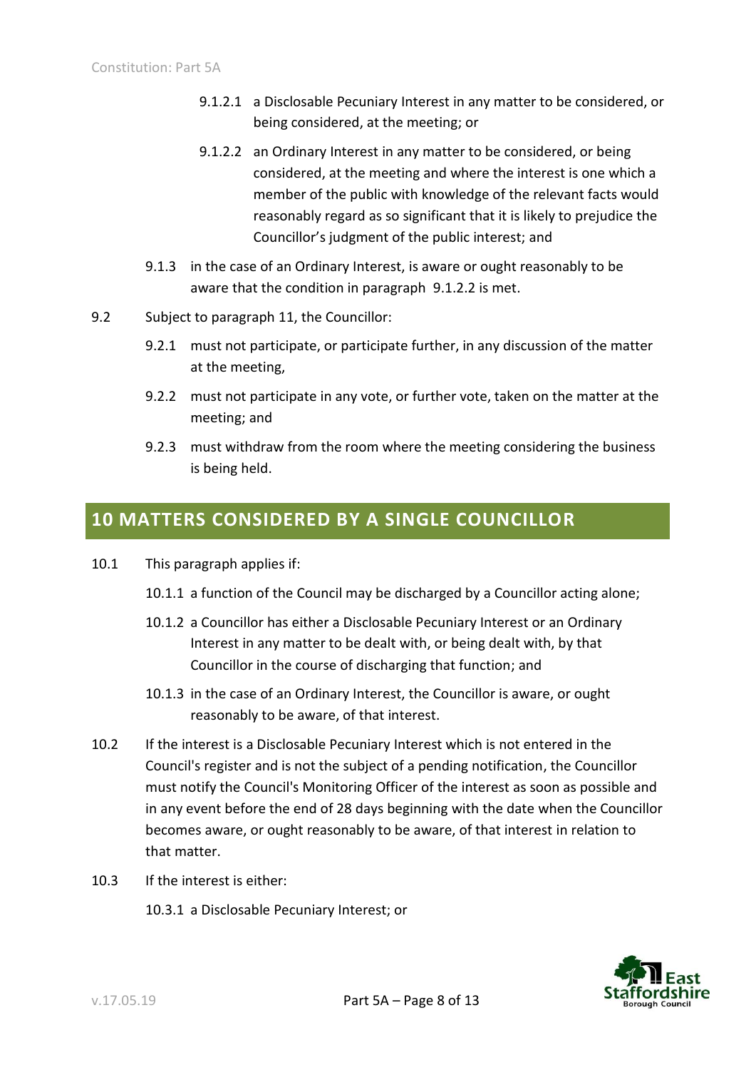9.1.2.1 a Disclosable Pecuniary Interest in any matter to be considered, or being considered, at the meeting; or

9.1.2.2 an Ordinary Interest in any matter to be considered, or being considered, at the meeting and where the interest is one which a member of the public with knowledge of the relevant facts would reasonably regard as so significant that it is likely to prejudice the Councillor's judgment of the public interest; and

9.1.3 in the case of an Ordinary Interest, is aware or ought reasonably to be aware that the condition in paragraph 9.1.2.2 is met.

9.2 Subject to paragraph 11, the Councillor:

9.2.1 must not participate, or participate further, in any discussion of the matter at the meeting,

9.2.2 must not participate in any vote, or further vote, taken on the matter at the meeting; and

9.2.3 must withdraw from the room where the meeting considering the business is being held.

## 10 MATTERS CONSIDERED BY A SINGLE COUNCILLOR

10.1 This paragraph applies if:

10.1.1 a function of the Council may be discharged by a Councillor acting alone;

10.1.2 a Councillor has either a Disclosable Pecuniary Interest or an Ordinary Interest in any matter to be dealt with, or being dealt with, by that Councillor in the course of discharging that function; and

10.1.3 in the case of an Ordinary Interest, the Councillor is aware, or ought reasonably to be aware, of that interest.

10.2 If the interest is a Disclosable Pecuniary Interest which is not entered in the Council's register and is not the subject of a pending notification, the Councillor must notify the Council's Monitoring Officer of the interest as soon as possible and in any event before the end of 28 days beginning with the date when the Councillor becomes aware, or ought reasonably to be aware, of that interest in relation to that matter.

10.3 If the interest is either:

10.3.1 a Disclosable Pecuniary Interest; or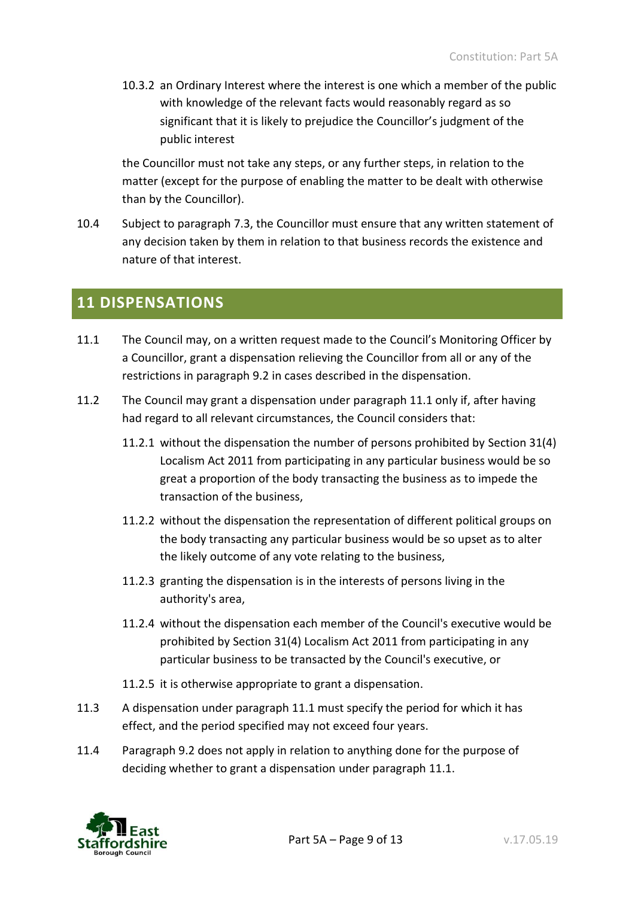10.3.2 an Ordinary Interest where the interest is one which a member of the public with knowledge of the relevant facts would reasonably regard as so significant that it is likely to prejudice the Councillor's judgment of the public interest

the Councillor must not take any steps, or any further steps, in relation to the matter (except for the purpose of enabling the matter to be dealt with otherwise than by the Councillor).

10.4 Subject to paragraph 7.3, the Councillor must ensure that any written statement of any decision taken by them in relation to that business records the existence and nature of that interest.

## 11 DISPENSATIONS

11.1 The Council may, on a written request made to the Council's Monitoring Officer by a Councillor, grant a dispensation relieving the Councillor from all or any of the restrictions in paragraph 9.2 in cases described in the dispensation.

11.2 The Council may grant a dispensation under paragraph 11.1 only if, after having had regard to all relevant circumstances, the Council considers that:

11.2.1 without the dispensation the number of persons prohibited by Section 31(4) Localism Act 2011 from participating in any particular business would be so great a proportion of the body transacting the business as to impede the transaction of the business,

11.2.2 without the dispensation the representation of different political groups on the body transacting any particular business would be so upset as to alter the likely outcome of any vote relating to the business,

11.2.3 granting the dispensation is in the interests of persons living in the authority's area,

11.2.4 without the dispensation each member of the Council's executive would be prohibited by Section 31(4) Localism Act 2011 from participating in any particular business to be transacted by the Council's executive, or

11.2.5 it is otherwise appropriate to grant a dispensation.

11.3 A dispensation under paragraph 11.1 must specify the period for which it has effect, and the period specified may not exceed four years.

11.4 Paragraph 9.2 does not apply in relation to anything done for the purpose of deciding whether to grant a dispensation under paragraph 11.1.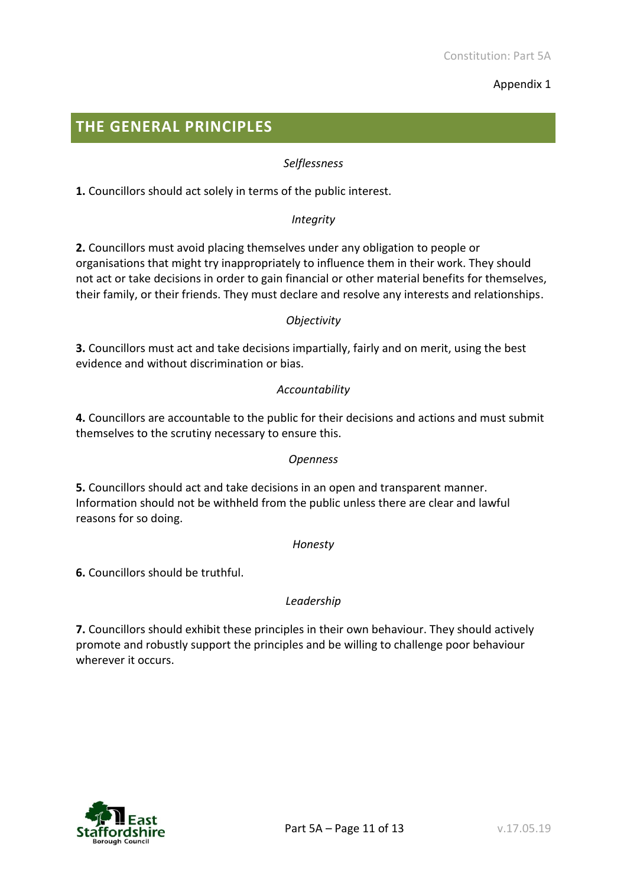Appendix 1

## THE GENERAL PRINCIPLES

*Selflessness*

**1.** Councillors should act solely in terms of the public interest.

*Integrity*

**2.** Councillors must avoid placing themselves under any obligation to people or organisations that might try inappropriately to influence them in their work. They should not act or take decisions in order to gain financial or other material benefits for themselves, their family, or their friends. They must declare and resolve any interests and relationships.

*Objectivity*

**3.** Councillors must act and take decisions impartially, fairly and on merit, using the best evidence and without discrimination or bias.

*Accountability*

**4.** Councillors are accountable to the public for their decisions and actions and must submit themselves to the scrutiny necessary to ensure this.

*Openness*

**5.** Councillors should act and take decisions in an open and transparent manner. Information should not be withheld from the public unless there are clear and lawful reasons for so doing.

*Honesty*

**6.** Councillors should be truthful.

*Leadership*

**7.** Councillors should exhibit these principles in their own behaviour. They should actively promote and robustly support the principles and be willing to challenge poor behaviour wherever it occurs.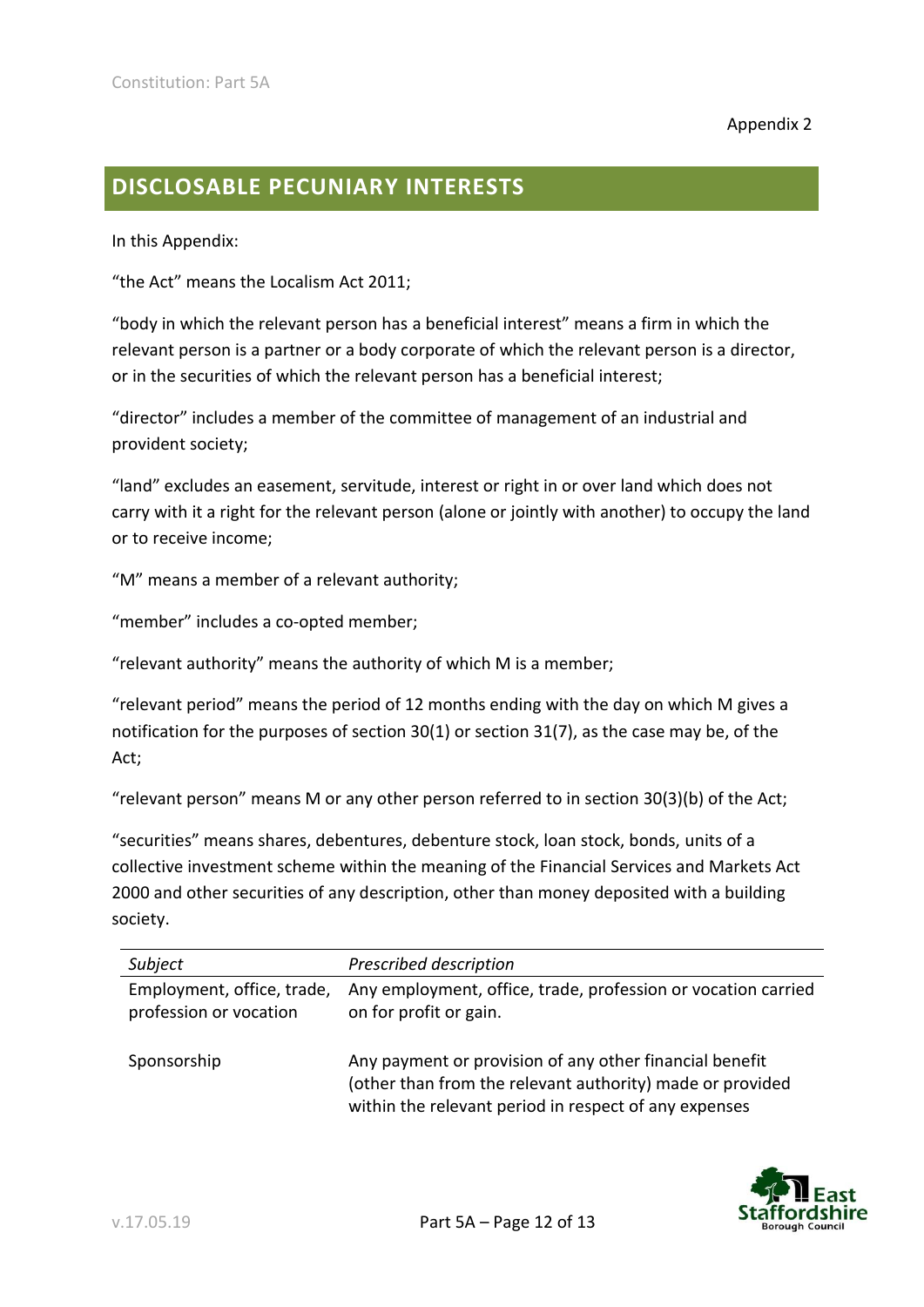Appendix 2

## DISCLOSABLE PECUNIARY INTERESTS

In this Appendix:

"the Act" means the Localism Act 2011;

"body in which the relevant person has a beneficial interest" means a firm in which the relevant person is a partner or a body corporate of which the relevant person is a director, or in the securities of which the relevant person has a beneficial interest;

"director" includes a member of the committee of management of an industrial and provident society;

"land" excludes an easement, servitude, interest or right in or over land which does not carry with it a right for the relevant person (alone or jointly with another) to occupy the land or to receive income;

"M" means a member of a relevant authority;

"member" includes a co-opted member;

"relevant authority" means the authority of which M is a member;

"relevant period" means the period of 12 months ending with the day on which M gives a notification for the purposes of section 30(1) or section 31(7), as the case may be, of the Act;

"relevant person" means M or any other person referred to in section 30(3)(b) of the Act;

"securities" means shares, debentures, debenture stock, loan stock, bonds, units of a collective investment scheme within the meaning of the Financial Services and Markets Act 2000 and other securities of any description, other than money deposited with a building society.

| *Subject* | *Prescribed description* |
|---|---|
| Employment, office, trade, profession or vocation | Any employment, office, trade, profession or vocation carried on for profit or gain. |
| Sponsorship | Any payment or provision of any other financial benefit (other than from the relevant authority) made or provided within the relevant period in respect of any expenses |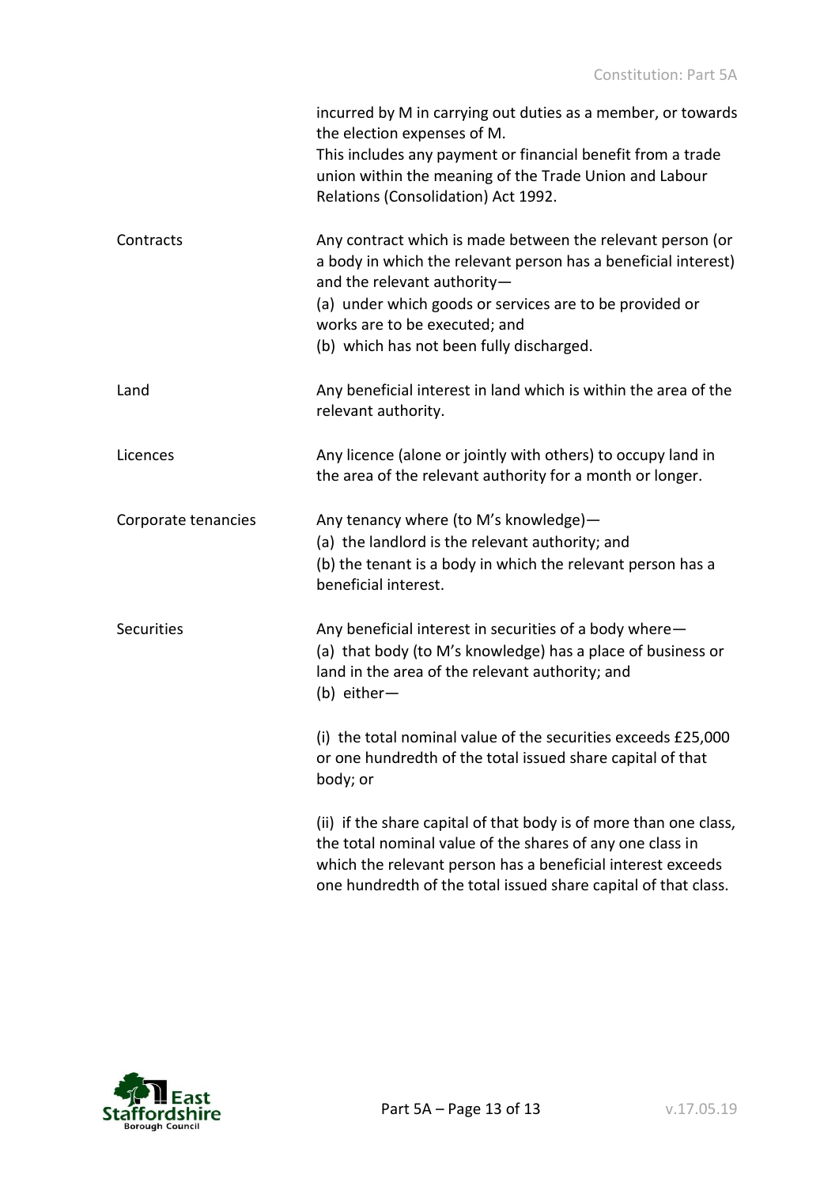| | |
|---|---|
| | incurred by M in carrying out duties as a member, or towards the election expenses of M.<br>This includes any payment or financial benefit from a trade union within the meaning of the Trade Union and Labour Relations (Consolidation) Act 1992. |
| Contracts | Any contract which is made between the relevant person (or a body in which the relevant person has a beneficial interest) and the relevant authority—<br>(a) under which goods or services are to be provided or works are to be executed; and<br>(b) which has not been fully discharged. |
| Land | Any beneficial interest in land which is within the area of the relevant authority. |
| Licences | Any licence (alone or jointly with others) to occupy land in the area of the relevant authority for a month or longer. |
| Corporate tenancies | Any tenancy where (to M's knowledge)—<br>(a) the landlord is the relevant authority; and<br>(b) the tenant is a body in which the relevant person has a beneficial interest. |
| Securities | Any beneficial interest in securities of a body where—<br>(a) that body (to M's knowledge) has a place of business or land in the area of the relevant authority; and<br>(b) either—<br><br>(i) the total nominal value of the securities exceeds £25,000 or one hundredth of the total issued share capital of that body; or<br><br>(ii) if the share capital of that body is of more than one class, the total nominal value of the shares of any one class in which the relevant person has a beneficial interest exceeds one hundredth of the total issued share capital of that class. |